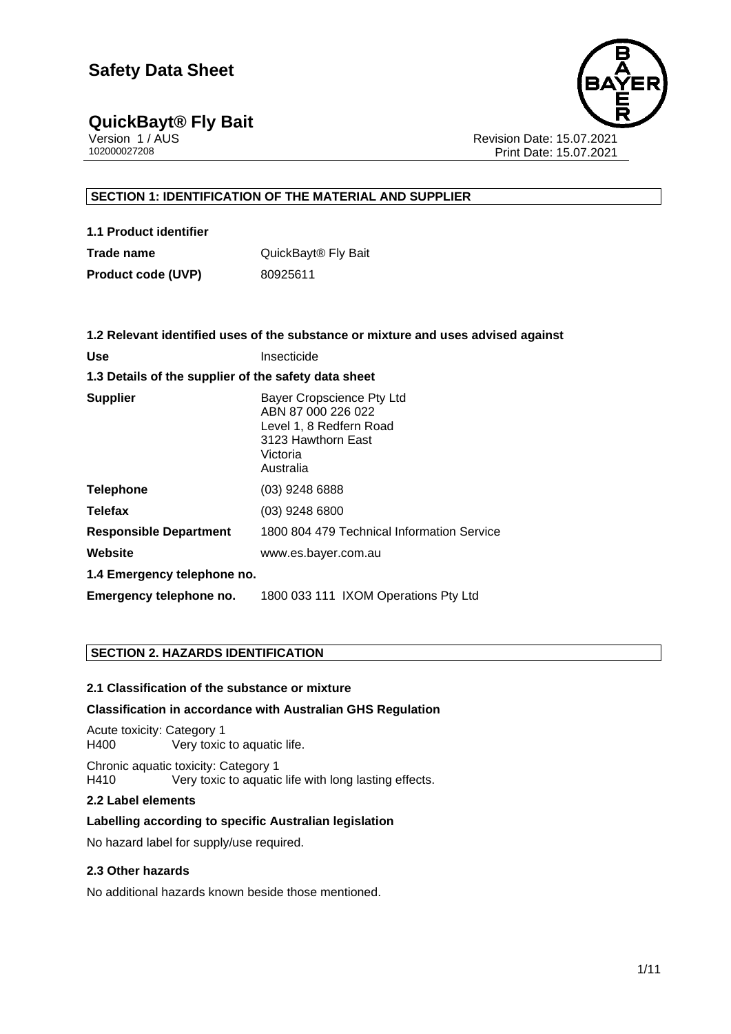# Safety Data Sheet

## QuickBayt® Fly Bait

Version 1 / AUS
102000027208

Revision Date: 15.07.2021
Print Date: 15.07.2021

## SECTION 1: IDENTIFICATION OF THE MATERIAL AND SUPPLIER

### 1.1 Product identifier

| | |
|---|---|
| **Trade name** | QuickBayt® Fly Bait |
| **Product code (UVP)** | 80925611 |

### 1.2 Relevant identified uses of the substance or mixture and uses advised against

| | |
|---|---|
| **Use** | Insecticide |

### 1.3 Details of the supplier of the safety data sheet

| | |
|---|---|
| **Supplier** | Bayer Cropscience Pty Ltd<br>ABN 87 000 226 022<br>Level 1, 8 Redfern Road<br>3123 Hawthorn East<br>Victoria<br>Australia |
| **Telephone** | (03) 9248 6888 |
| **Telefax** | (03) 9248 6800 |
| **Responsible Department** | 1800 804 479 Technical Information Service |
| **Website** | www.es.bayer.com.au |

### 1.4 Emergency telephone no.

| | |
|---|---|
| **Emergency telephone no.** | 1800 033 111 IXOM Operations Pty Ltd |

## SECTION 2. HAZARDS IDENTIFICATION

### 2.1 Classification of the substance or mixture

**Classification in accordance with Australian GHS Regulation**

Acute toxicity: Category 1
H400 Very toxic to aquatic life.

Chronic aquatic toxicity: Category 1
H410 Very toxic to aquatic life with long lasting effects.

### 2.2 Label elements

**Labelling according to specific Australian legislation**

No hazard label for supply/use required.

### 2.3 Other hazards

No additional hazards known beside those mentioned.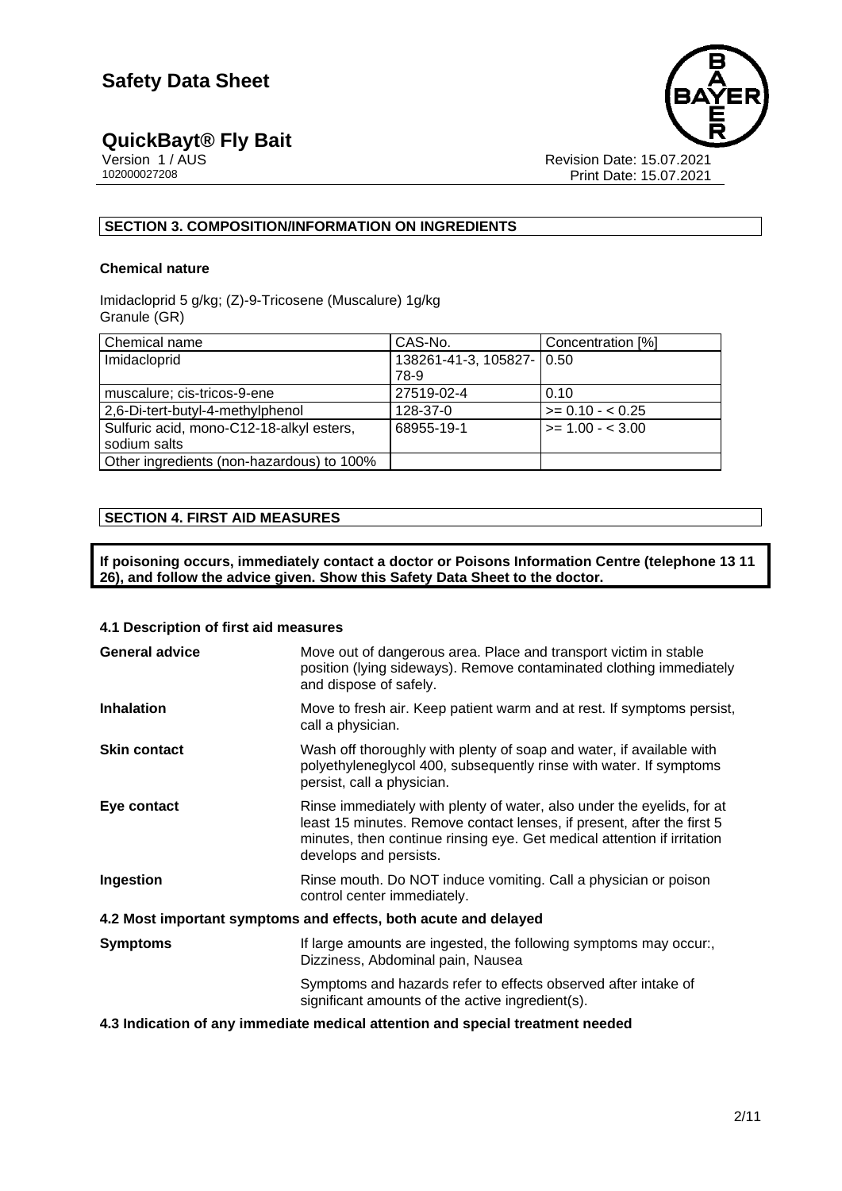## SECTION 3. COMPOSITION/INFORMATION ON INGREDIENTS

### Chemical nature

Imidacloprid 5 g/kg; (Z)-9-Tricosene (Muscalure) 1g/kg
Granule (GR)

| Chemical name | CAS-No. | Concentration [%] |
|---|---|---|
| Imidacloprid | 138261-41-3, 105827-78-9 | 0.50 |
| muscalure; cis-tricos-9-ene | 27519-02-4 | 0.10 |
| 2,6-Di-tert-butyl-4-methylphenol | 128-37-0 | >= 0.10 - < 0.25 |
| Sulfuric acid, mono-C12-18-alkyl esters, sodium salts | 68955-19-1 | >= 1.00 - < 3.00 |
| Other ingredients (non-hazardous) to 100% | | |

## SECTION 4. FIRST AID MEASURES

**If poisoning occurs, immediately contact a doctor or Poisons Information Centre (telephone 13 11 26), and follow the advice given. Show this Safety Data Sheet to the doctor.**

### 4.1 Description of first aid measures

**General advice** Move out of dangerous area. Place and transport victim in stable position (lying sideways). Remove contaminated clothing immediately and dispose of safely.

**Inhalation** Move to fresh air. Keep patient warm and at rest. If symptoms persist, call a physician.

**Skin contact** Wash off thoroughly with plenty of soap and water, if available with polyethyleneglycol 400, subsequently rinse with water. If symptoms persist, call a physician.

**Eye contact** Rinse immediately with plenty of water, also under the eyelids, for at least 15 minutes. Remove contact lenses, if present, after the first 5 minutes, then continue rinsing eye. Get medical attention if irritation develops and persists.

**Ingestion** Rinse mouth. Do NOT induce vomiting. Call a physician or poison control center immediately.

### 4.2 Most important symptoms and effects, both acute and delayed

**Symptoms** If large amounts are ingested, the following symptoms may occur:, Dizziness, Abdominal pain, Nausea

Symptoms and hazards refer to effects observed after intake of significant amounts of the active ingredient(s).

### 4.3 Indication of any immediate medical attention and special treatment needed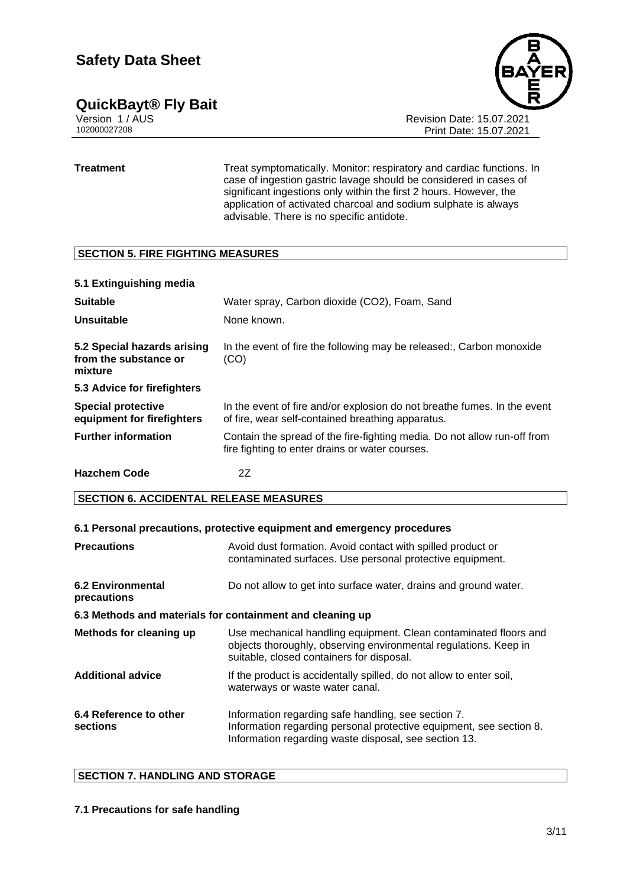| | |
|---|---|
| **Treatment** | Treat symptomatically. Monitor: respiratory and cardiac functions. In case of ingestion gastric lavage should be considered in cases of significant ingestions only within the first 2 hours. However, the application of activated charcoal and sodium sulphate is always advisable. There is no specific antidote. |

## SECTION 5. FIRE FIGHTING MEASURES

**5.1 Extinguishing media**

| | |
|---|---|
| **Suitable** | Water spray, Carbon dioxide ($CO_2$), Foam, Sand |
| **Unsuitable** | None known. |
| **5.2 Special hazards arising from the substance or mixture** | In the event of fire the following may be released:, Carbon monoxide (CO) |

**5.3 Advice for firefighters**

| | |
|---|---|
| **Special protective equipment for firefighters** | In the event of fire and/or explosion do not breathe fumes. In the event of fire, wear self-contained breathing apparatus. |
| **Further information** | Contain the spread of the fire-fighting media. Do not allow run-off from fire fighting to enter drains or water courses. |
| **Hazchem Code** | 2Z |

## SECTION 6. ACCIDENTAL RELEASE MEASURES

**6.1 Personal precautions, protective equipment and emergency procedures**

| | |
|---|---|
| **Precautions** | Avoid dust formation. Avoid contact with spilled product or contaminated surfaces. Use personal protective equipment. |
| **6.2 Environmental precautions** | Do not allow to get into surface water, drains and ground water. |

**6.3 Methods and materials for containment and cleaning up**

| | |
|---|---|
| **Methods for cleaning up** | Use mechanical handling equipment. Clean contaminated floors and objects thoroughly, observing environmental regulations. Keep in suitable, closed containers for disposal. |
| **Additional advice** | If the product is accidentally spilled, do not allow to enter soil, waterways or waste water canal. |
| **6.4 Reference to other sections** | Information regarding safe handling, see section 7.<br>Information regarding personal protective equipment, see section 8.<br>Information regarding waste disposal, see section 13. |

## SECTION 7. HANDLING AND STORAGE

**7.1 Precautions for safe handling**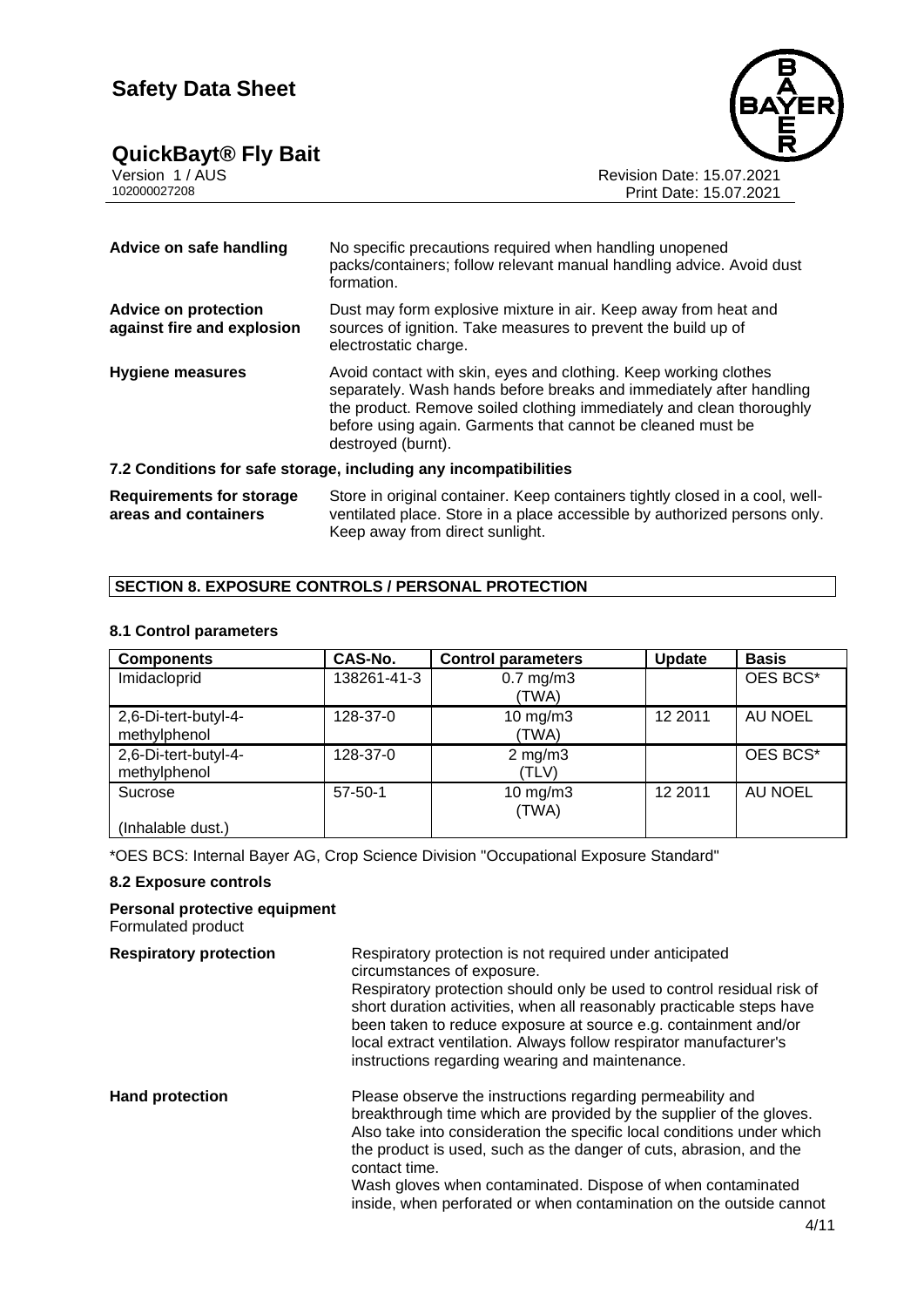| | |
|---|---|
| **Advice on safe handling** | No specific precautions required when handling unopened packs/containers; follow relevant manual handling advice. Avoid dust formation. |
| **Advice on protection against fire and explosion** | Dust may form explosive mixture in air. Keep away from heat and sources of ignition. Take measures to prevent the build up of electrostatic charge. |
| **Hygiene measures** | Avoid contact with skin, eyes and clothing. Keep working clothes separately. Wash hands before breaks and immediately after handling the product. Remove soiled clothing immediately and clean thoroughly before using again. Garments that cannot be cleaned must be destroyed (burnt). |

### 7.2 Conditions for safe storage, including any incompatibilities

| | |
|---|---|
| **Requirements for storage areas and containers** | Store in original container. Keep containers tightly closed in a cool, well-ventilated place. Store in a place accessible by authorized persons only. Keep away from direct sunlight. |

## SECTION 8. EXPOSURE CONTROLS / PERSONAL PROTECTION

### 8.1 Control parameters

| Components | CAS-No. | Control parameters | Update | Basis |
|---|---|---|---|---|
| Imidacloprid | 138261-41-3 | 0.7 mg/m3 (TWA) | | OES BCS* |
| 2,6-Di-tert-butyl-4-methylphenol | 128-37-0 | 10 mg/m3 (TWA) | 12 2011 | AU NOEL |
| 2,6-Di-tert-butyl-4-methylphenol | 128-37-0 | 2 mg/m3 (TLV) | | OES BCS* |
| Sucrose<br><br>(Inhalable dust.) | 57-50-1 | 10 mg/m3 (TWA) | 12 2011 | AU NOEL |

*OES BCS: Internal Bayer AG, Crop Science Division "Occupational Exposure Standard"

### 8.2 Exposure controls

**Personal protective equipment**
Formulated product

| | |
|---|---|
| **Respiratory protection** | Respiratory protection is not required under anticipated circumstances of exposure.<br>Respiratory protection should only be used to control residual risk of short duration activities, when all reasonably practicable steps have been taken to reduce exposure at source e.g. containment and/or local extract ventilation. Always follow respirator manufacturer's instructions regarding wearing and maintenance. |
| **Hand protection** | Please observe the instructions regarding permeability and breakthrough time which are provided by the supplier of the gloves. Also take into consideration the specific local conditions under which the product is used, such as the danger of cuts, abrasion, and the contact time.<br>Wash gloves when contaminated. Dispose of when contaminated inside, when perforated or when contamination on the outside cannot |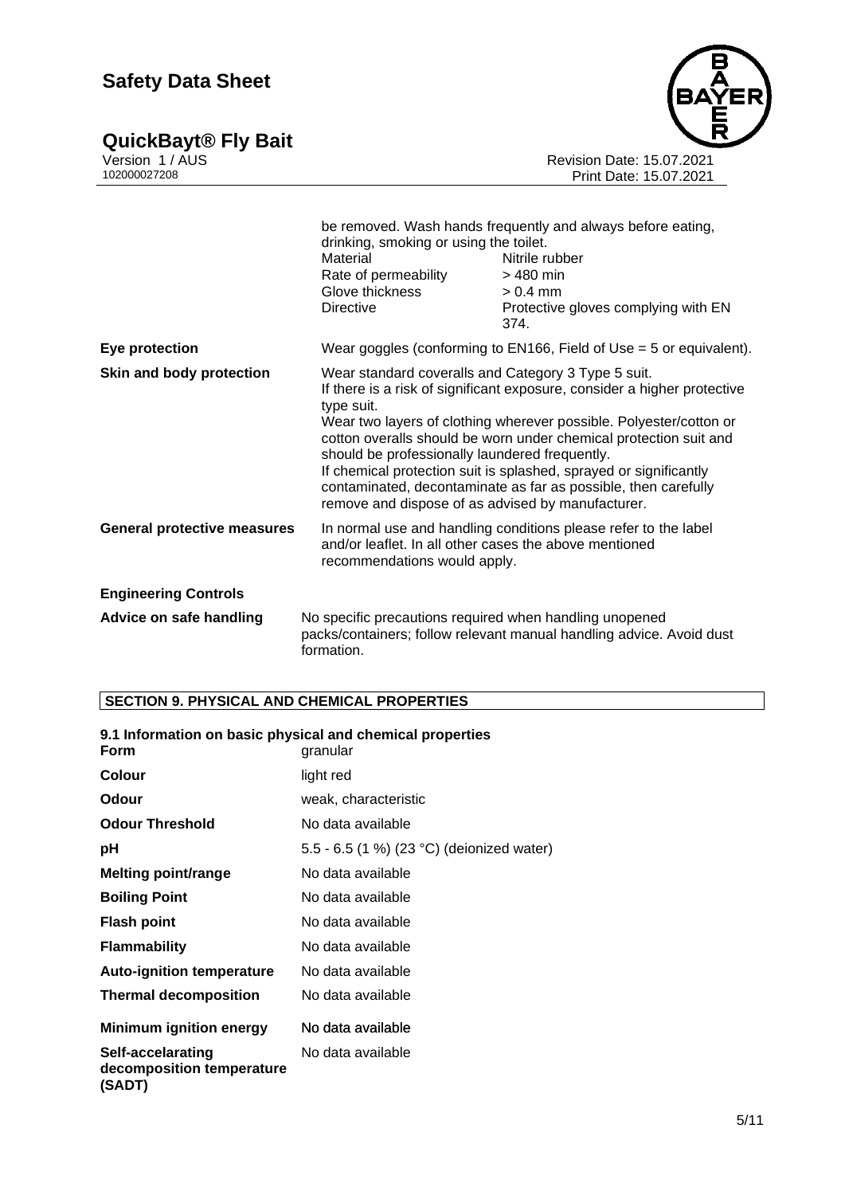be removed. Wash hands frequently and always before eating, drinking, smoking or using the toilet.

| | |
|---|---|
| Material | Nitrile rubber |
| Rate of permeability | > 480 min |
| Glove thickness | > 0.4 mm |
| Directive | Protective gloves complying with EN 374. |

**Eye protection** Wear goggles (conforming to EN166, Field of Use = 5 or equivalent).

**Skin and body protection** Wear standard coveralls and Category 3 Type 5 suit.
If there is a risk of significant exposure, consider a higher protective type suit.
Wear two layers of clothing wherever possible. Polyester/cotton or cotton overalls should be worn under chemical protection suit and should be professionally laundered frequently.
If chemical protection suit is splashed, sprayed or significantly contaminated, decontaminate as far as possible, then carefully remove and dispose of as advised by manufacturer.

**General protective measures** In normal use and handling conditions please refer to the label and/or leaflet. In all other cases the above mentioned recommendations would apply.

**Engineering Controls**

**Advice on safe handling** No specific precautions required when handling unopened packs/containers; follow relevant manual handling advice. Avoid dust formation.

## SECTION 9. PHYSICAL AND CHEMICAL PROPERTIES

### 9.1 Information on basic physical and chemical properties

| | |
|---|---|
| **Form** | granular |
| **Colour** | light red |
| **Odour** | weak, characteristic |
| **Odour Threshold** | No data available |
| **pH** | 5.5 - 6.5 (1 %) (23 °C) (deionized water) |
| **Melting point/range** | No data available |
| **Boiling Point** | No data available |
| **Flash point** | No data available |
| **Flammability** | No data available |
| **Auto-ignition temperature** | No data available |
| **Thermal decomposition** | No data available |
| **Minimum ignition energy** | No data available |
| **Self-accelarating decomposition temperature (SADT)** | No data available |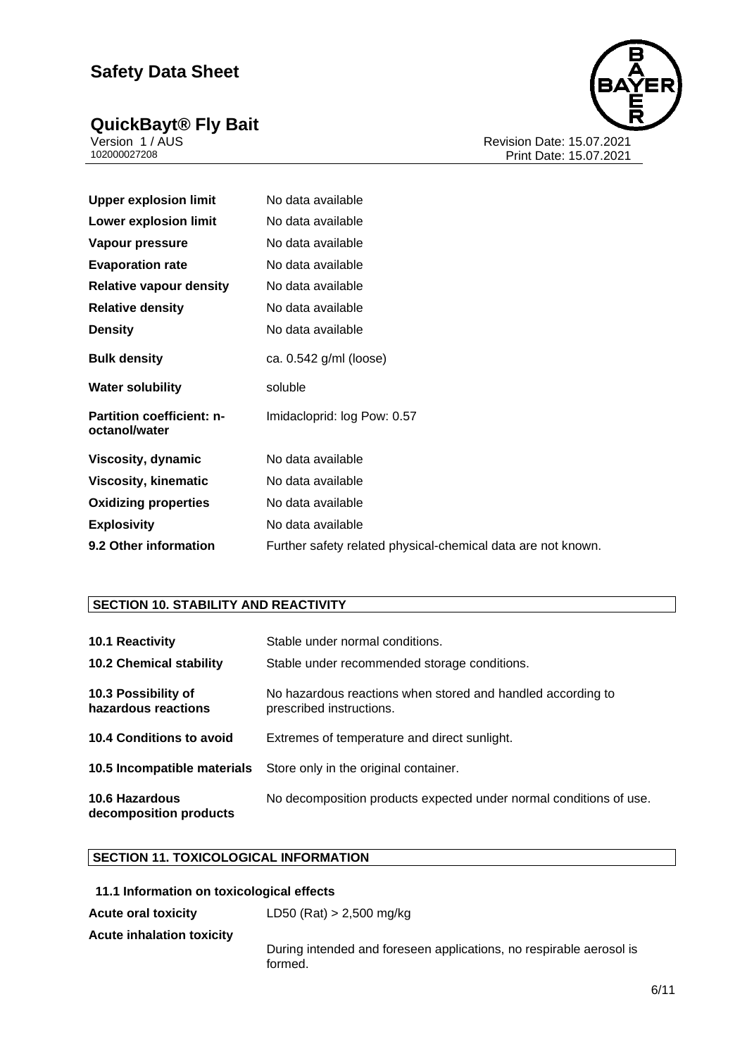| | |
|---|---|
| **Upper explosion limit** | No data available |
| **Lower explosion limit** | No data available |
| **Vapour pressure** | No data available |
| **Evaporation rate** | No data available |
| **Relative vapour density** | No data available |
| **Relative density** | No data available |
| **Density** | No data available |
| **Bulk density** | ca. 0.542 g/ml (loose) |
| **Water solubility** | soluble |
| **Partition coefficient: n-octanol/water** | Imidacloprid: log Pow: 0.57 |
| **Viscosity, dynamic** | No data available |
| **Viscosity, kinematic** | No data available |
| **Oxidizing properties** | No data available |
| **Explosivity** | No data available |
| **9.2 Other information** | Further safety related physical-chemical data are not known. |

## SECTION 10. STABILITY AND REACTIVITY

| | |
|---|---|
| **10.1 Reactivity** | Stable under normal conditions. |
| **10.2 Chemical stability** | Stable under recommended storage conditions. |
| **10.3 Possibility of hazardous reactions** | No hazardous reactions when stored and handled according to prescribed instructions. |
| **10.4 Conditions to avoid** | Extremes of temperature and direct sunlight. |
| **10.5 Incompatible materials** | Store only in the original container. |
| **10.6 Hazardous decomposition products** | No decomposition products expected under normal conditions of use. |

## SECTION 11. TOXICOLOGICAL INFORMATION

### 11.1 Information on toxicological effects

| | |
|---|---|
| **Acute oral toxicity** | LD50 (Rat) > 2,500 mg/kg |
| **Acute inhalation toxicity** | During intended and foreseen applications, no respirable aerosol is formed. |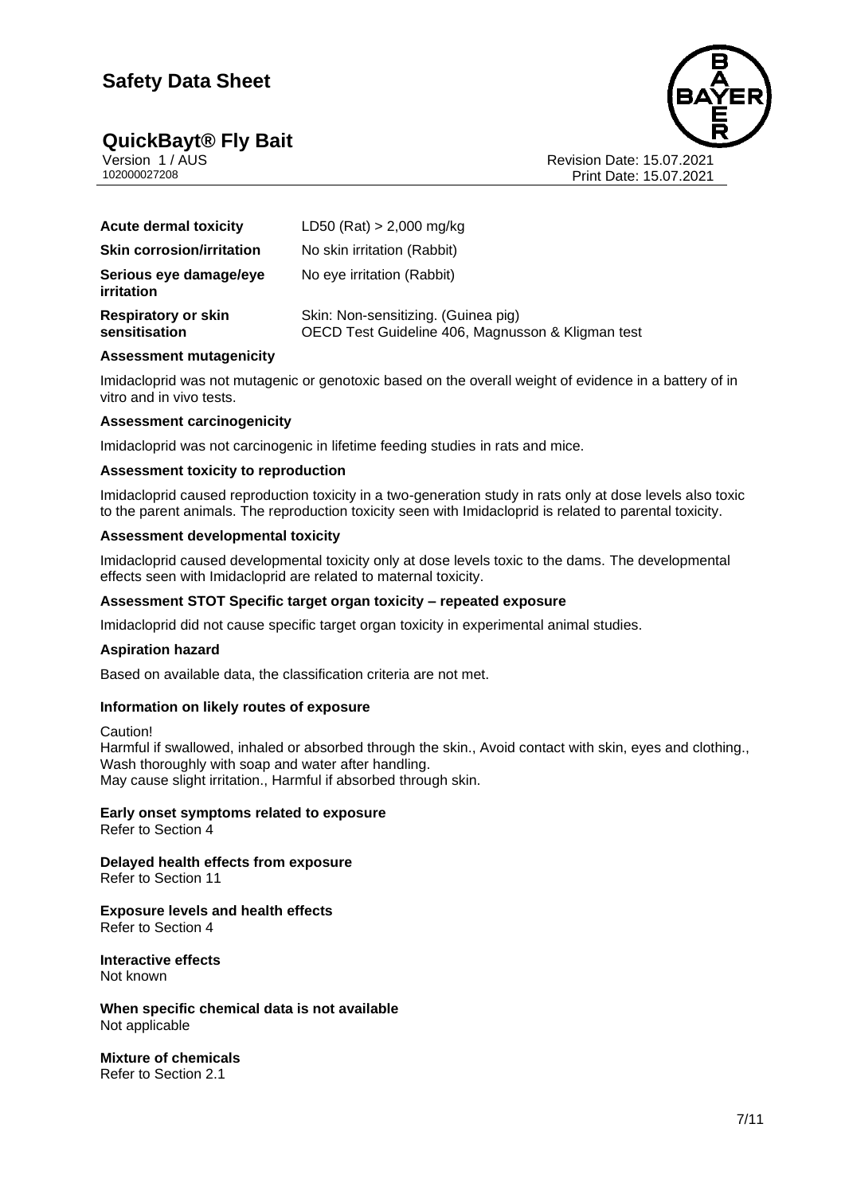| | |
|---|---|
| **Acute dermal toxicity** | LD50 (Rat) > 2,000 mg/kg |
| **Skin corrosion/irritation** | No skin irritation (Rabbit) |
| **Serious eye damage/eye irritation** | No eye irritation (Rabbit) |
| **Respiratory or skin sensitisation** | Skin: Non-sensitizing. (Guinea pig)<br>OECD Test Guideline 406, Magnusson & Kligman test |

**Assessment mutagenicity**

Imidacloprid was not mutagenic or genotoxic based on the overall weight of evidence in a battery of in vitro and in vivo tests.

**Assessment carcinogenicity**

Imidacloprid was not carcinogenic in lifetime feeding studies in rats and mice.

**Assessment toxicity to reproduction**

Imidacloprid caused reproduction toxicity in a two-generation study in rats only at dose levels also toxic to the parent animals. The reproduction toxicity seen with Imidacloprid is related to parental toxicity.

**Assessment developmental toxicity**

Imidacloprid caused developmental toxicity only at dose levels toxic to the dams. The developmental effects seen with Imidacloprid are related to maternal toxicity.

**Assessment STOT Specific target organ toxicity – repeated exposure**

Imidacloprid did not cause specific target organ toxicity in experimental animal studies.

**Aspiration hazard**

Based on available data, the classification criteria are not met.

**Information on likely routes of exposure**

Caution!
Harmful if swallowed, inhaled or absorbed through the skin., Avoid contact with skin, eyes and clothing., Wash thoroughly with soap and water after handling.
May cause slight irritation., Harmful if absorbed through skin.

**Early onset symptoms related to exposure**
Refer to Section 4

**Delayed health effects from exposure**
Refer to Section 11

**Exposure levels and health effects**
Refer to Section 4

**Interactive effects**
Not known

**When specific chemical data is not available**
Not applicable

**Mixture of chemicals**
Refer to Section 2.1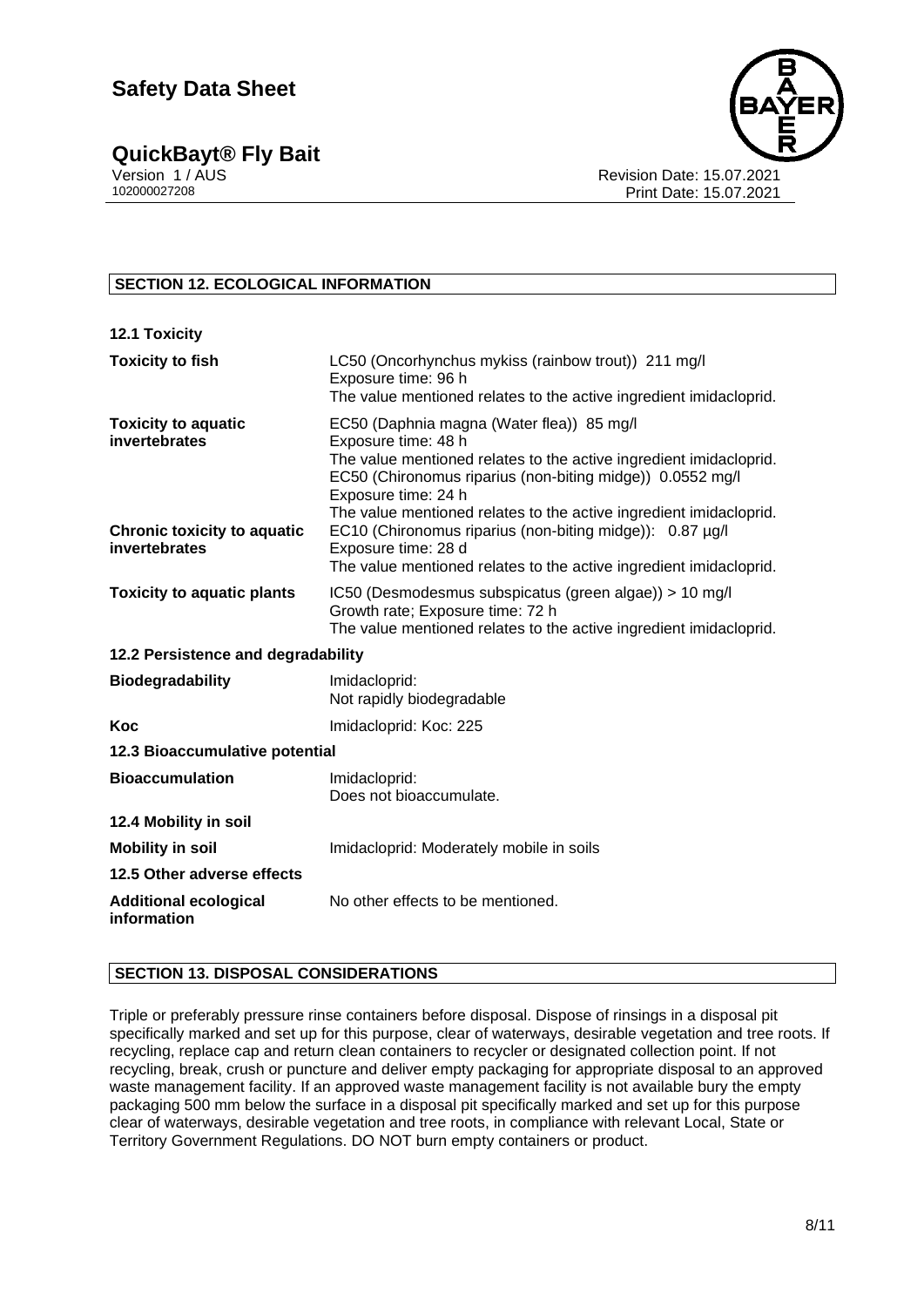## SECTION 12. ECOLOGICAL INFORMATION

### 12.1 Toxicity

| | |
|---|---|
| **Toxicity to fish** | LC50 (Oncorhynchus mykiss (rainbow trout)) 211 mg/l<br>Exposure time: 96 h<br>The value mentioned relates to the active ingredient imidacloprid. |
| **Toxicity to aquatic invertebrates** | EC50 (Daphnia magna (Water flea)) 85 mg/l<br>Exposure time: 48 h<br>The value mentioned relates to the active ingredient imidacloprid.<br>EC50 (Chironomus riparius (non-biting midge)) 0.0552 mg/l<br>Exposure time: 24 h<br>The value mentioned relates to the active ingredient imidacloprid. |
| **Chronic toxicity to aquatic invertebrates** | EC10 (Chironomus riparius (non-biting midge)): 0.87 µg/l<br>Exposure time: 28 d<br>The value mentioned relates to the active ingredient imidacloprid. |
| **Toxicity to aquatic plants** | IC50 (Desmodesmus subspicatus (green algae)) > 10 mg/l<br>Growth rate; Exposure time: 72 h<br>The value mentioned relates to the active ingredient imidacloprid. |

### 12.2 Persistence and degradability

| | |
|---|---|
| **Biodegradability** | Imidacloprid:<br>Not rapidly biodegradable |
| **Koc** | Imidacloprid: Koc: 225 |

### 12.3 Bioaccumulative potential

| | |
|---|---|
| **Bioaccumulation** | Imidacloprid:<br>Does not bioaccumulate. |

### 12.4 Mobility in soil

| | |
|---|---|
| **Mobility in soil** | Imidacloprid: Moderately mobile in soils |

### 12.5 Other adverse effects

| | |
|---|---|
| **Additional ecological information** | No other effects to be mentioned. |

## SECTION 13. DISPOSAL CONSIDERATIONS

Triple or preferably pressure rinse containers before disposal. Dispose of rinsings in a disposal pit specifically marked and set up for this purpose, clear of waterways, desirable vegetation and tree roots. If recycling, replace cap and return clean containers to recycler or designated collection point. If not recycling, break, crush or puncture and deliver empty packaging for appropriate disposal to an approved waste management facility. If an approved waste management facility is not available bury the empty packaging 500 mm below the surface in a disposal pit specifically marked and set up for this purpose clear of waterways, desirable vegetation and tree roots, in compliance with relevant Local, State or Territory Government Regulations. DO NOT burn empty containers or product.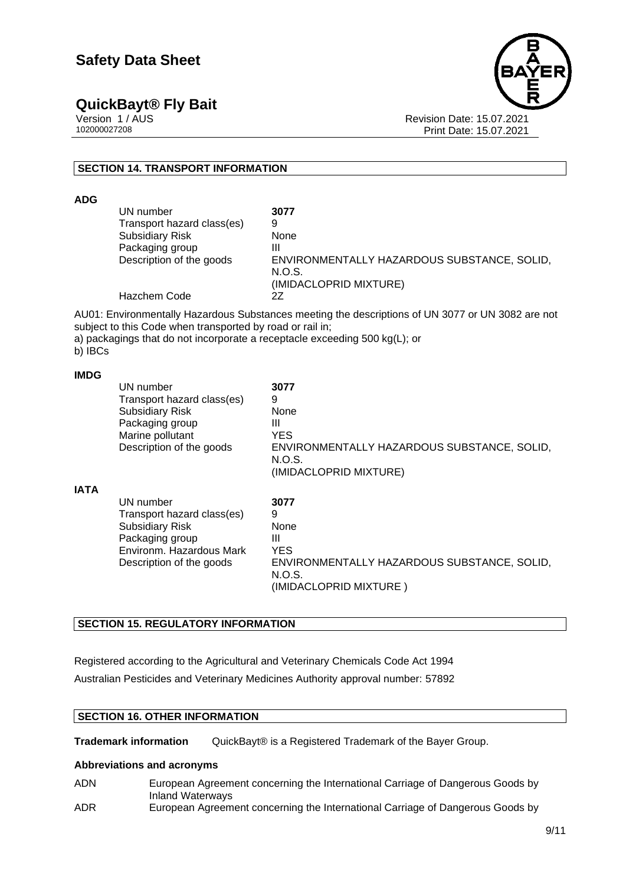## SECTION 14. TRANSPORT INFORMATION

**ADG**

| | |
|---|---|
| UN number | **3077** |
| Transport hazard class(es) | 9 |
| Subsidiary Risk | None |
| Packaging group | III |
| Description of the goods | ENVIRONMENTALLY HAZARDOUS SUBSTANCE, SOLID, N.O.S. (IMIDACLOPRID MIXTURE) |
| Hazchem Code | 2Z |

AU01: Environmentally Hazardous Substances meeting the descriptions of UN 3077 or UN 3082 are not subject to this Code when transported by road or rail in;
a) packagings that do not incorporate a receptacle exceeding 500 kg(L); or
b) IBCs

**IMDG**

| | |
|---|---|
| UN number | **3077** |
| Transport hazard class(es) | 9 |
| Subsidiary Risk | None |
| Packaging group | III |
| Marine pollutant | YES |
| Description of the goods | ENVIRONMENTALLY HAZARDOUS SUBSTANCE, SOLID, N.O.S. (IMIDACLOPRID MIXTURE) |

**IATA**

| | |
|---|---|
| UN number | **3077** |
| Transport hazard class(es) | 9 |
| Subsidiary Risk | None |
| Packaging group | III |
| Environm. Hazardous Mark | YES |
| Description of the goods | ENVIRONMENTALLY HAZARDOUS SUBSTANCE, SOLID, N.O.S. (IMIDACLOPRID MIXTURE ) |

## SECTION 15. REGULATORY INFORMATION

Registered according to the Agricultural and Veterinary Chemicals Code Act 1994

Australian Pesticides and Veterinary Medicines Authority approval number: 57892

## SECTION 16. OTHER INFORMATION

**Trademark information** QuickBayt® is a Registered Trademark of the Bayer Group.

**Abbreviations and acronyms**

| | |
|---|---|
| ADN | European Agreement concerning the International Carriage of Dangerous Goods by Inland Waterways |
| ADR | European Agreement concerning the International Carriage of Dangerous Goods by |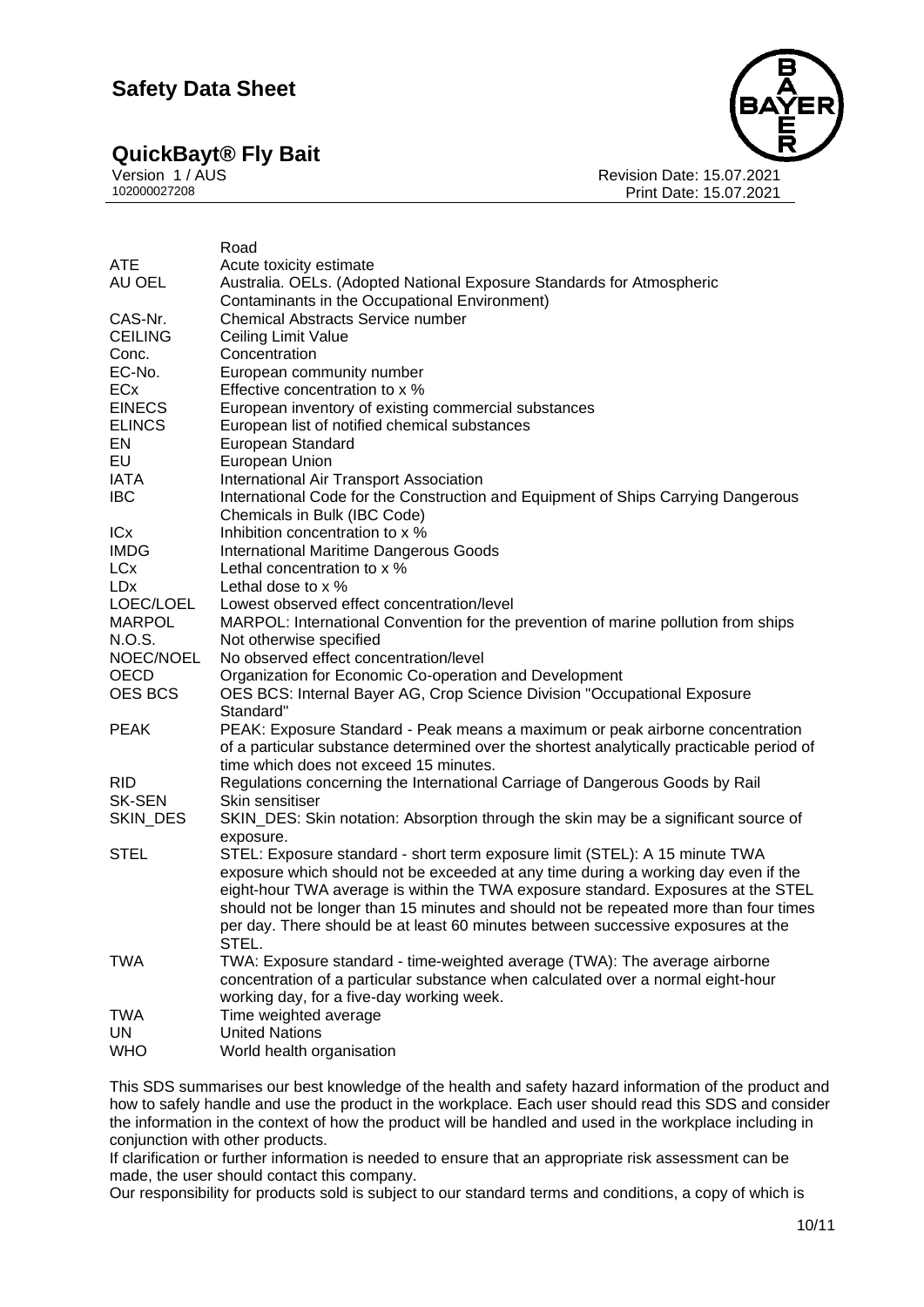| | |
|---|---|
| | Road |
| ATE | Acute toxicity estimate |
| AU OEL | Australia. OELs. (Adopted National Exposure Standards for Atmospheric Contaminants in the Occupational Environment) |
| CAS-Nr. | Chemical Abstracts Service number |
| CEILING | Ceiling Limit Value |
| Conc. | Concentration |
| EC-No. | European community number |
| ECx | Effective concentration to x % |
| EINECS | European inventory of existing commercial substances |
| ELINCS | European list of notified chemical substances |
| EN | European Standard |
| EU | European Union |
| IATA | International Air Transport Association |
| IBC | International Code for the Construction and Equipment of Ships Carrying Dangerous Chemicals in Bulk (IBC Code) |
| ICx | Inhibition concentration to x % |
| IMDG | International Maritime Dangerous Goods |
| LCx | Lethal concentration to x % |
| LDx | Lethal dose to x % |
| LOEC/LOEL | Lowest observed effect concentration/level |
| MARPOL | MARPOL: International Convention for the prevention of marine pollution from ships |
| N.O.S. | Not otherwise specified |
| NOEC/NOEL | No observed effect concentration/level |
| OECD | Organization for Economic Co-operation and Development |
| OES BCS | OES BCS: Internal Bayer AG, Crop Science Division "Occupational Exposure Standard" |
| PEAK | PEAK: Exposure Standard - Peak means a maximum or peak airborne concentration of a particular substance determined over the shortest analytically practicable period of time which does not exceed 15 minutes. |
| RID | Regulations concerning the International Carriage of Dangerous Goods by Rail |
| SK-SEN | Skin sensitiser |
| SKIN_DES | SKIN_DES: Skin notation: Absorption through the skin may be a significant source of exposure. |
| STEL | STEL: Exposure standard - short term exposure limit (STEL): A 15 minute TWA exposure which should not be exceeded at any time during a working day even if the eight-hour TWA average is within the TWA exposure standard. Exposures at the STEL should not be longer than 15 minutes and should not be repeated more than four times per day. There should be at least 60 minutes between successive exposures at the STEL. |
| TWA | TWA: Exposure standard - time-weighted average (TWA): The average airborne concentration of a particular substance when calculated over a normal eight-hour working day, for a five-day working week. |
| TWA | Time weighted average |
| UN | United Nations |
| WHO | World health organisation |

This SDS summarises our best knowledge of the health and safety hazard information of the product and how to safely handle and use the product in the workplace. Each user should read this SDS and consider the information in the context of how the product will be handled and used in the workplace including in conjunction with other products.

If clarification or further information is needed to ensure that an appropriate risk assessment can be made, the user should contact this company.

Our responsibility for products sold is subject to our standard terms and conditions, a copy of which is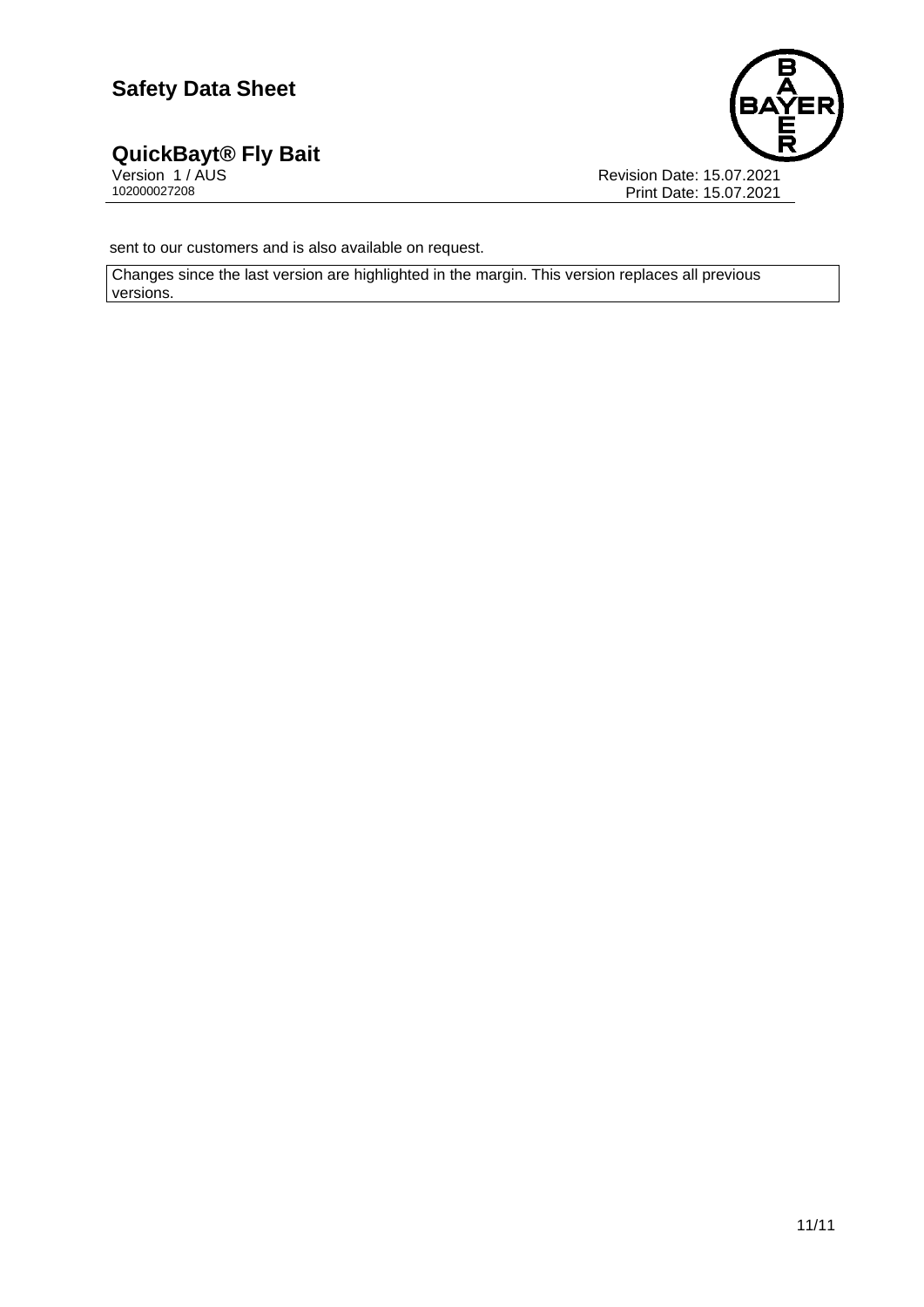sent to our customers and is also available on request.

Changes since the last version are highlighted in the margin. This version replaces all previous versions.